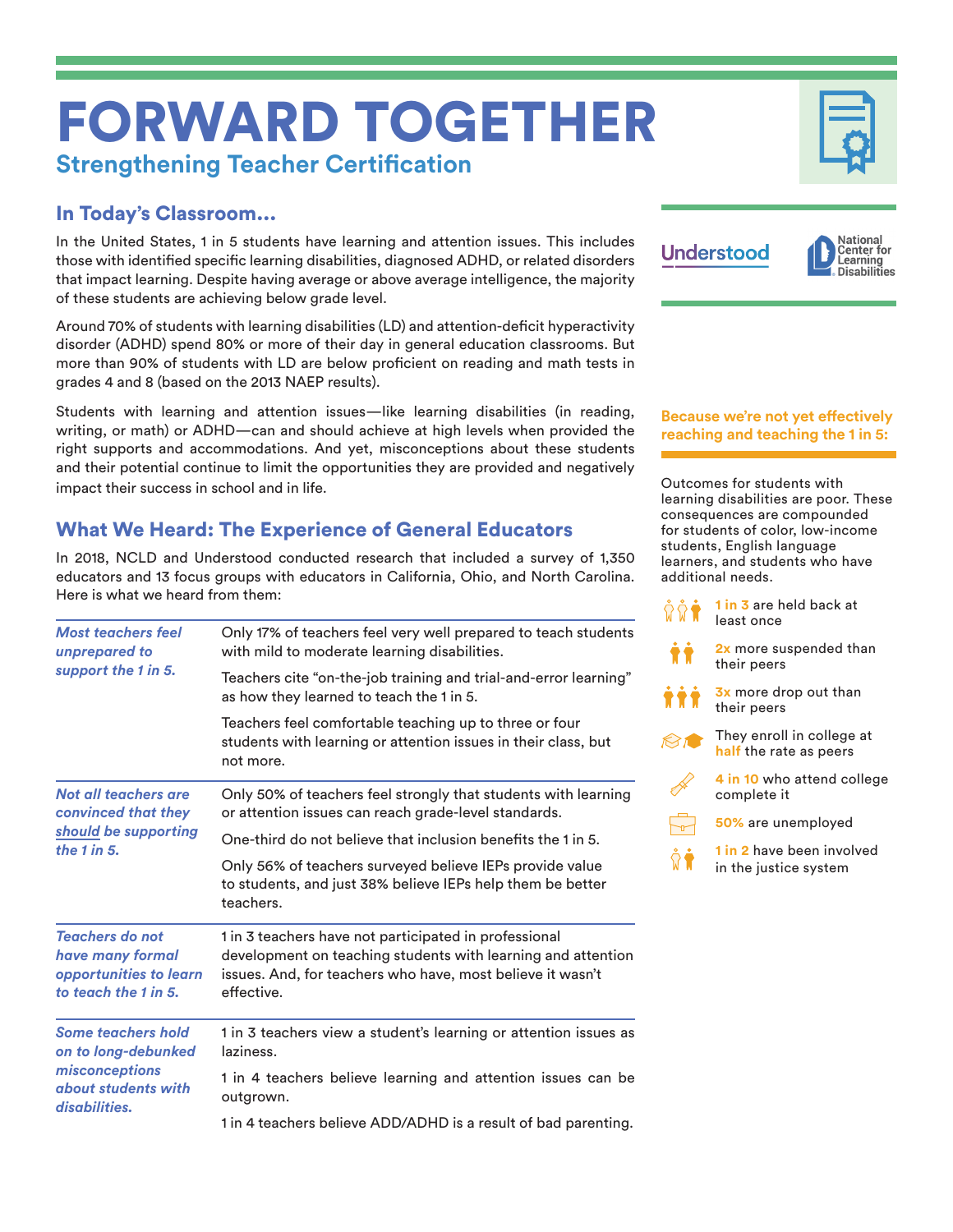# FORWARD TOGETHER

## Strengthening Teacher Certification

Understood | National Center for Learning Disabilities

### In Today's Classroom...

In the United States, 1 in 5 students have learning and attention issues. This includes those with identified specific learning disabilities, diagnosed ADHD, or related disorders that impact learning. Despite having average or above average intelligence, the majority of these students are achieving below grade level.

Around 70% of students with learning disabilities (LD) and attention-deficit hyperactivity disorder (ADHD) spend 80% or more of their day in general education classrooms. But more than 90% of students with LD are below proficient on reading and math tests in grades 4 and 8 (based on the 2013 NAEP results).

Students with learning and attention issues—like learning disabilities (in reading, writing, or math) or ADHD—can and should achieve at high levels when provided the right supports and accommodations. And yet, misconceptions about these students and their potential continue to limit the opportunities they are provided and negatively impact their success in school and in life.

### What We Heard: The Experience of General Educators

In 2018, NCLD and Understood conducted research that included a survey of 1,350 educators and 13 focus groups with educators in California, Ohio, and North Carolina. Here is what we heard from them:

| | |
|---|---|
| *Most teachers feel unprepared to support the 1 in 5.* | Only 17% of teachers feel very well prepared to teach students with mild to moderate learning disabilities.<br>Teachers cite "on-the-job training and trial-and-error learning" as how they learned to teach the 1 in 5.<br>Teachers feel comfortable teaching up to three or four students with learning or attention issues in their class, but not more. |
| *Not all teachers are convinced that they should be supporting the 1 in 5.* | Only 50% of teachers feel strongly that students with learning or attention issues can reach grade-level standards.<br>One-third do not believe that inclusion benefits the 1 in 5.<br>Only 56% of teachers surveyed believe IEPs provide value to students, and just 38% believe IEPs help them be better teachers. |
| *Teachers do not have many formal opportunities to learn to teach the 1 in 5.* | 1 in 3 teachers have not participated in professional development on teaching students with learning and attention issues. And, for teachers who have, most believe it wasn't effective. |
| *Some teachers hold on to long-debunked misconceptions about students with disabilities.* | 1 in 3 teachers view a student's learning or attention issues as laziness.<br>1 in 4 teachers believe learning and attention issues can be outgrown.<br>1 in 4 teachers believe ADD/ADHD is a result of bad parenting. |

**Because we're not yet effectively reaching and teaching the 1 in 5:**

Outcomes for students with learning disabilities are poor. These consequences are compounded for students of color, low-income students, English language learners, and students who have additional needs.

- **1 in 3** are held back at least once
- **2x** more suspended than their peers
- **3x** more drop out than their peers
- They enroll in college at **half** the rate as peers
- **4 in 10** who attend college complete it
- **50%** are unemployed
- **1 in 2** have been involved in the justice system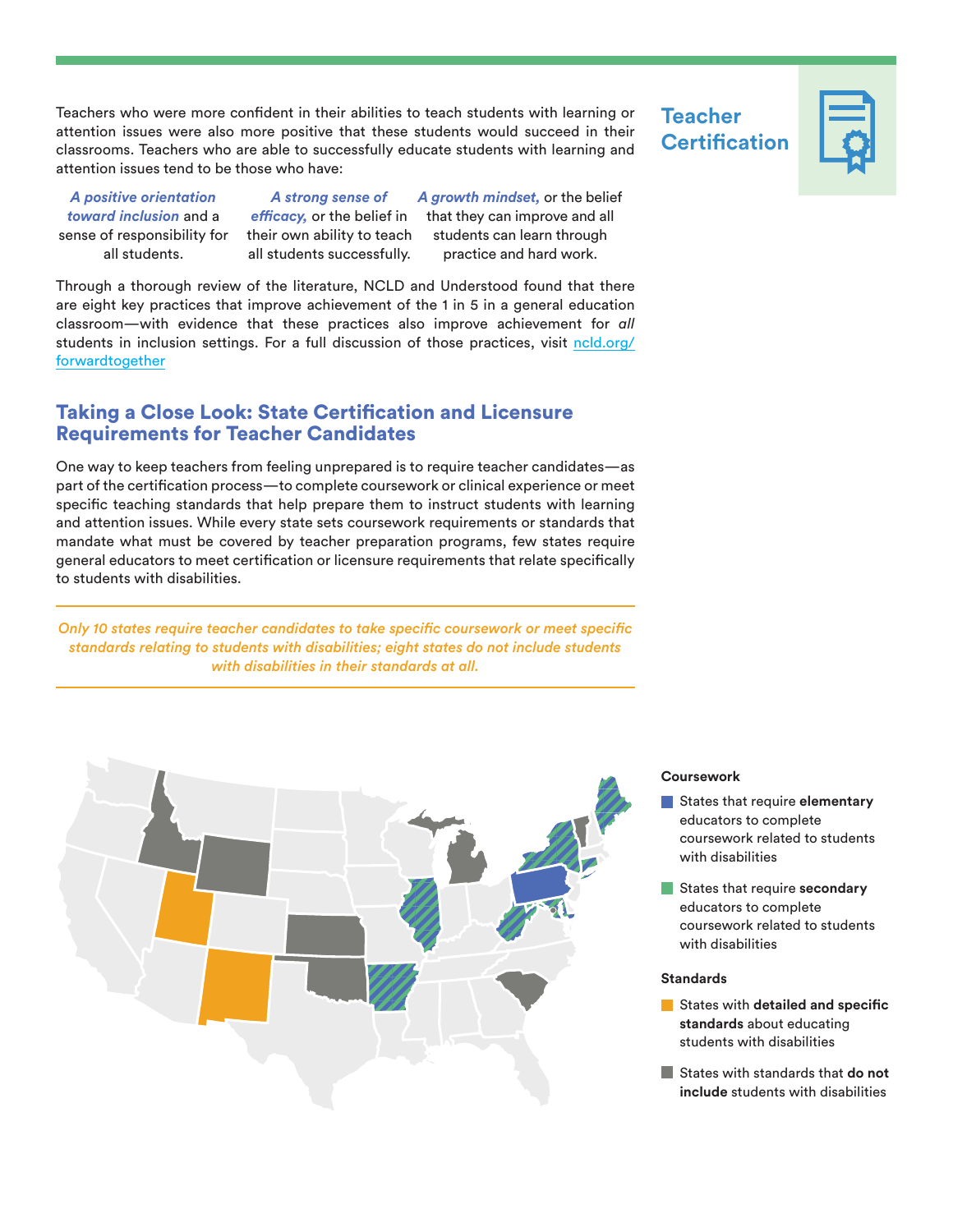## Teacher Certification

Teachers who were more confident in their abilities to teach students with learning or attention issues were also more positive that these students would succeed in their classrooms. Teachers who are able to successfully educate students with learning and attention issues tend to be those who have:

- ***A positive orientation toward inclusion*** and a sense of responsibility for all students.
- ***A strong sense of efficacy,*** or the belief in their own ability to teach all students successfully.
- ***A growth mindset,*** or the belief that they can improve and all students can learn through practice and hard work.

Through a thorough review of the literature, NCLD and Understood found that there are eight key practices that improve achievement of the 1 in 5 in a general education classroom—with evidence that these practices also improve achievement for *all* students in inclusion settings. For a full discussion of those practices, visit [ncld.org/forwardtogether](ncld.org/forwardtogether)

## Taking a Close Look: State Certification and Licensure Requirements for Teacher Candidates

One way to keep teachers from feeling unprepared is to require teacher candidates—as part of the certification process—to complete coursework or clinical experience or meet specific teaching standards that help prepare them to instruct students with learning and attention issues. While every state sets coursework requirements or standards that mandate what must be covered by teacher preparation programs, few states require general educators to meet certification or licensure requirements that relate specifically to students with disabilities.

*Only 10 states require teacher candidates to take specific coursework or meet specific standards relating to students with disabilities; eight states do not include students with disabilities in their standards at all.*

**Coursework**

- States that require **elementary** educators to complete coursework related to students with disabilities
- States that require **secondary** educators to complete coursework related to students with disabilities

**Standards**

- States with **detailed and specific standards** about educating students with disabilities
- States with standards that **do not include** students with disabilities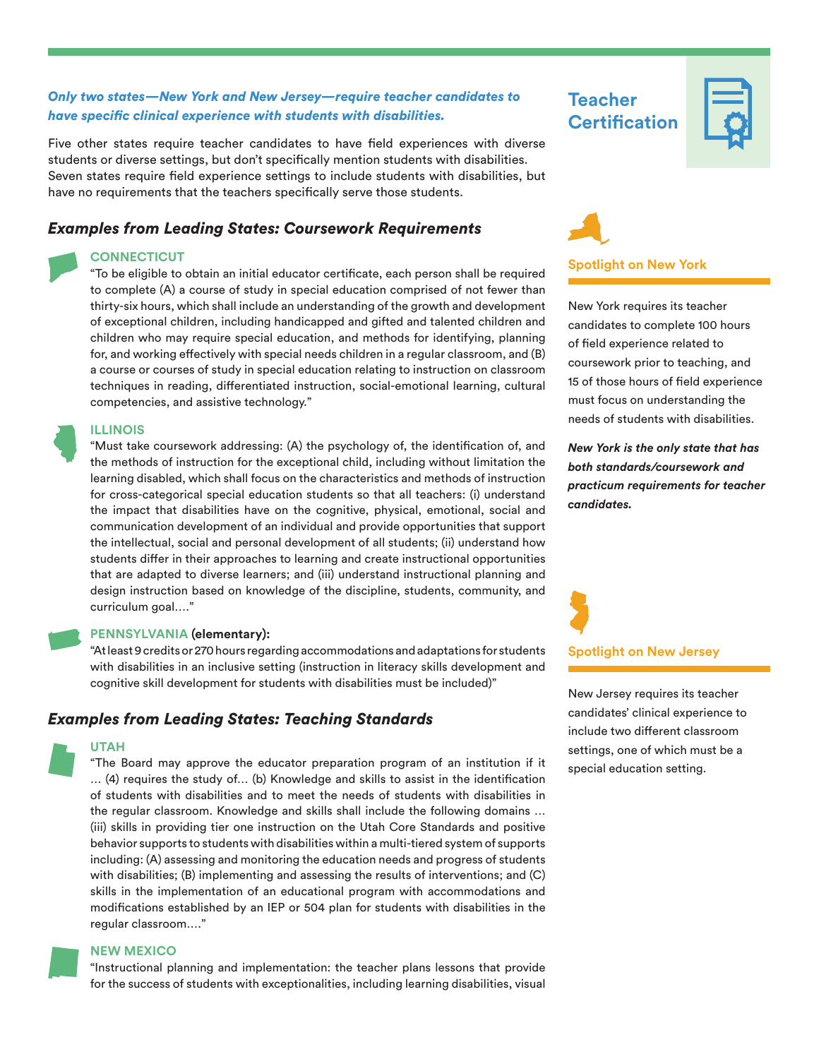***Only two states—New York and New Jersey—require teacher candidates to have specific clinical experience with students with disabilities.***

Five other states require teacher candidates to have field experiences with diverse students or diverse settings, but don't specifically mention students with disabilities. Seven states require field experience settings to include students with disabilities, but have no requirements that the teachers specifically serve those students.

## *Examples from Leading States: Coursework Requirements*

### CONNECTICUT

"To be eligible to obtain an initial educator certificate, each person shall be required to complete (A) a course of study in special education comprised of not fewer than thirty-six hours, which shall include an understanding of the growth and development of exceptional children, including handicapped and gifted and talented children and children who may require special education, and methods for identifying, planning for, and working effectively with special needs children in a regular classroom, and (B) a course or courses of study in special education relating to instruction on classroom techniques in reading, differentiated instruction, social-emotional learning, cultural competencies, and assistive technology."

### ILLINOIS

"Must take coursework addressing: (A) the psychology of, the identification of, and the methods of instruction for the exceptional child, including without limitation the learning disabled, which shall focus on the characteristics and methods of instruction for cross-categorical special education students so that all teachers: (i) understand the impact that disabilities have on the cognitive, physical, emotional, social and communication development of an individual and provide opportunities that support the intellectual, social and personal development of all students; (ii) understand how students differ in their approaches to learning and create instructional opportunities that are adapted to diverse learners; and (iii) understand instructional planning and design instruction based on knowledge of the discipline, students, community, and curriculum goal…."

### PENNSYLVANIA **(elementary):**

"At least 9 credits or 270 hours regarding accommodations and adaptations for students with disabilities in an inclusive setting (instruction in literacy skills development and cognitive skill development for students with disabilities must be included)"

## *Examples from Leading States: Teaching Standards*

### UTAH

"The Board may approve the educator preparation program of an institution if it … (4) requires the study of… (b) Knowledge and skills to assist in the identification of students with disabilities and to meet the needs of students with disabilities in the regular classroom. Knowledge and skills shall include the following domains … (iii) skills in providing tier one instruction on the Utah Core Standards and positive behavior supports to students with disabilities within a multi-tiered system of supports including: (A) assessing and monitoring the education needs and progress of students with disabilities; (B) implementing and assessing the results of interventions; and (C) skills in the implementation of an educational program with accommodations and modifications established by an IEP or 504 plan for students with disabilities in the regular classroom…."

### NEW MEXICO

"Instructional planning and implementation: the teacher plans lessons that provide for the success of students with exceptionalities, including learning disabilities, visual

## Teacher Certification

### Spotlight on New York

New York requires its teacher candidates to complete 100 hours of field experience related to coursework prior to teaching, and 15 of those hours of field experience must focus on understanding the needs of students with disabilities.

***New York is the only state that has both standards/coursework and practicum requirements for teacher candidates.***

### Spotlight on New Jersey

New Jersey requires its teacher candidates' clinical experience to include two different classroom settings, one of which must be a special education setting.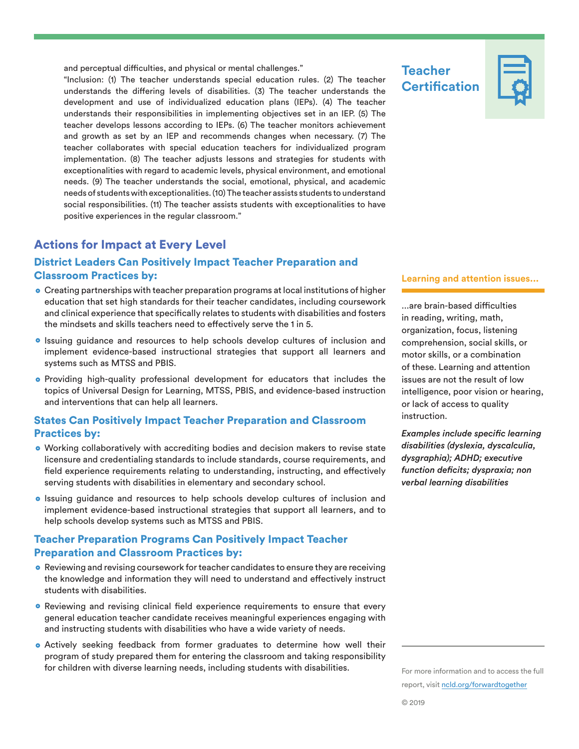and perceptual difficulties, and physical or mental challenges."

"Inclusion: (1) The teacher understands special education rules. (2) The teacher understands the differing levels of disabilities. (3) The teacher understands the development and use of individualized education plans (IEPs). (4) The teacher understands their responsibilities in implementing objectives set in an IEP. (5) The teacher develops lessons according to IEPs. (6) The teacher monitors achievement and growth as set by an IEP and recommends changes when necessary. (7) The teacher collaborates with special education teachers for individualized program implementation. (8) The teacher adjusts lessons and strategies for students with exceptionalities with regard to academic levels, physical environment, and emotional needs. (9) The teacher understands the social, emotional, physical, and academic needs of students with exceptionalities. (10) The teacher assists students to understand social responsibilities. (11) The teacher assists students with exceptionalities to have positive experiences in the regular classroom."

**Teacher Certification**

## Actions for Impact at Every Level

### District Leaders Can Positively Impact Teacher Preparation and Classroom Practices by:

- Creating partnerships with teacher preparation programs at local institutions of higher education that set high standards for their teacher candidates, including coursework and clinical experience that specifically relates to students with disabilities and fosters the mindsets and skills teachers need to effectively serve the 1 in 5.
- Issuing guidance and resources to help schools develop cultures of inclusion and implement evidence-based instructional strategies that support all learners and systems such as MTSS and PBIS.
- Providing high-quality professional development for educators that includes the topics of Universal Design for Learning, MTSS, PBIS, and evidence-based instruction and interventions that can help all learners.

### States Can Positively Impact Teacher Preparation and Classroom Practices by:

- Working collaboratively with accrediting bodies and decision makers to revise state licensure and credentialing standards to include standards, course requirements, and field experience requirements relating to understanding, instructing, and effectively serving students with disabilities in elementary and secondary school.
- Issuing guidance and resources to help schools develop cultures of inclusion and implement evidence-based instructional strategies that support all learners, and to help schools develop systems such as MTSS and PBIS.

### Teacher Preparation Programs Can Positively Impact Teacher Preparation and Classroom Practices by:

- Reviewing and revising coursework for teacher candidates to ensure they are receiving the knowledge and information they will need to understand and effectively instruct students with disabilities.
- Reviewing and revising clinical field experience requirements to ensure that every general education teacher candidate receives meaningful experiences engaging with and instructing students with disabilities who have a wide variety of needs.
- Actively seeking feedback from former graduates to determine how well their program of study prepared them for entering the classroom and taking responsibility for children with diverse learning needs, including students with disabilities.

**Learning and attention issues...**

...are brain-based difficulties in reading, writing, math, organization, focus, listening comprehension, social skills, or motor skills, or a combination of these. Learning and attention issues are not the result of low intelligence, poor vision or hearing, or lack of access to quality instruction.

***Examples include specific learning disabilities (dyslexia, dyscalculia, dysgraphia); ADHD; executive function deficits; dyspraxia; non verbal learning disabilities***

For more information and to access the full report, visit ncld.org/forwardtogether

© 2019